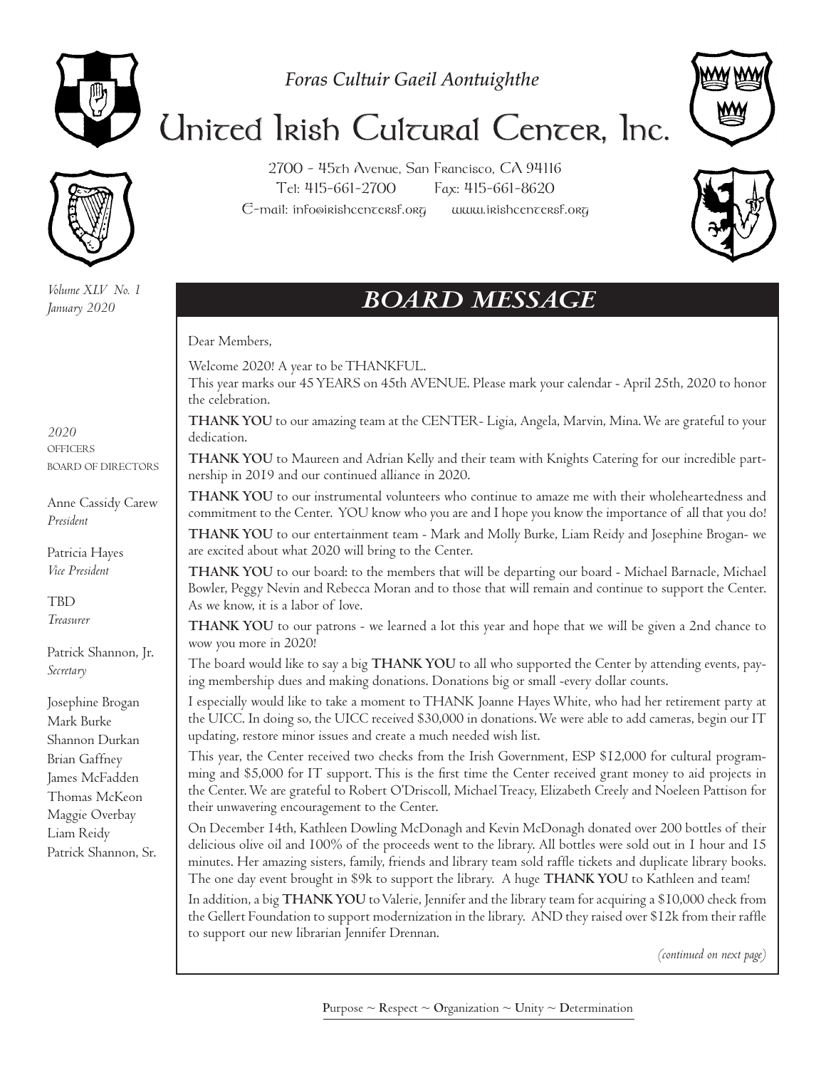*Foras Cultuir Gaeil Aontuighthe*

# United Irish Cultural Center, Inc.

2700 - 45th Avenue, San Francisco, CA 94116
Tel: 415-661-2700 Fax: 415-661-8620
E-mail: info@irishcentersf.org www.irishcentersf.org

*Volume XLV No. 1*
*January 2020*

*2020*
OFFICERS
BOARD OF DIRECTORS

Anne Cassidy Carew
*President*

Patricia Hayes
*Vice President*

TBD
*Treasurer*

Patrick Shannon, Jr.
*Secretary*

Josephine Brogan
Mark Burke
Shannon Durkan
Brian Gaffney
James McFadden
Thomas McKeon
Maggie Overbay
Liam Reidy
Patrick Shannon, Sr.

## BOARD MESSAGE

Dear Members,

Welcome 2020! A year to be THANKFUL.
This year marks our 45 YEARS on 45th AVENUE. Please mark your calendar - April 25th, 2020 to honor the celebration.

**THANK YOU** to our amazing team at the CENTER- Ligia, Angela, Marvin, Mina. We are grateful to your dedication.

**THANK YOU** to Maureen and Adrian Kelly and their team with Knights Catering for our incredible partnership in 2019 and our continued alliance in 2020.

**THANK YOU** to our instrumental volunteers who continue to amaze me with their wholeheartedness and commitment to the Center. YOU know who you are and I hope you know the importance of all that you do!

**THANK YOU** to our entertainment team - Mark and Molly Burke, Liam Reidy and Josephine Brogan- we are excited about what 2020 will bring to the Center.

**THANK YOU** to our board: to the members that will be departing our board - Michael Barnacle, Michael Bowler, Peggy Nevin and Rebecca Moran and to those that will remain and continue to support the Center. As we know, it is a labor of love.

**THANK YOU** to our patrons - we learned a lot this year and hope that we will be given a 2nd chance to wow you more in 2020!

The board would like to say a big **THANK YOU** to all who supported the Center by attending events, paying membership dues and making donations. Donations big or small -every dollar counts.

I especially would like to take a moment to THANK Joanne Hayes White, who had her retirement party at the UICC. In doing so, the UICC received $30,000 in donations. We were able to add cameras, begin our IT updating, restore minor issues and create a much needed wish list.

This year, the Center received two checks from the Irish Government, ESP $12,000 for cultural programming and $5,000 for IT support. This is the first time the Center received grant money to aid projects in the Center. We are grateful to Robert O'Driscoll, Michael Treacy, Elizabeth Creely and Noeleen Pattison for their unwavering encouragement to the Center.

On December 14th, Kathleen Dowling McDonagh and Kevin McDonagh donated over 200 bottles of their delicious olive oil and 100% of the proceeds went to the library. All bottles were sold out in 1 hour and 15 minutes. Her amazing sisters, family, friends and library team sold raffle tickets and duplicate library books. The one day event brought in $9k to support the library. A huge **THANK YOU** to Kathleen and team!

In addition, a big **THANK YOU** to Valerie, Jennifer and the library team for acquiring a $10,000 check from the Gellert Foundation to support modernization in the library. AND they raised over $12k from their raffle to support our new librarian Jennifer Drennan.

*(continued on next page)*

Purpose ~ Respect ~ Organization ~ Unity ~ Determination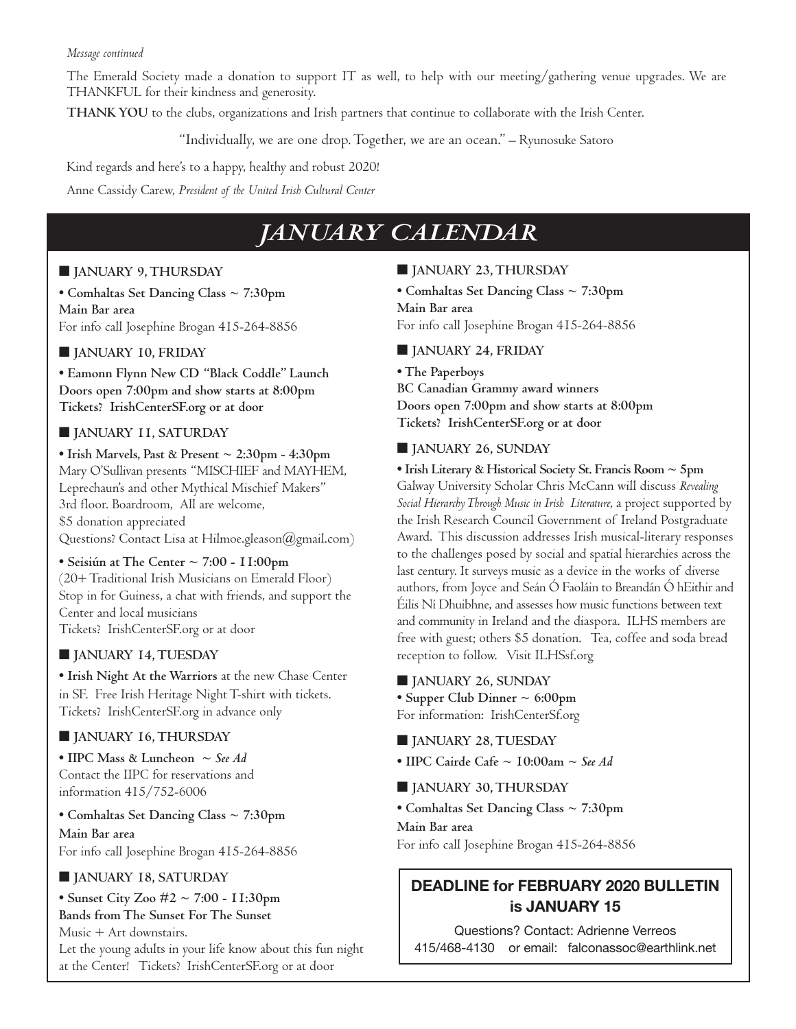*Message continued*

The Emerald Society made a donation to support IT as well, to help with our meeting/gathering venue upgrades. We are THANKFUL for their kindness and generosity.

**THANK YOU** to the clubs, organizations and Irish partners that continue to collaborate with the Irish Center.

"Individually, we are one drop. Together, we are an ocean." – Ryunosuke Satoro

Kind regards and here's to a happy, healthy and robust 2020!

Anne Cassidy Carew, *President of the United Irish Cultural Center*

# *JANUARY CALENDAR*

■ **JANUARY 9, THURSDAY**

**• Comhaltas Set Dancing Class ~ 7:30pm**
**Main Bar area**
For info call Josephine Brogan 415-264-8856

■ **JANUARY 10, FRIDAY**

**• Eamonn Flynn New CD "Black Coddle" Launch**
**Doors open 7:00pm and show starts at 8:00pm**
**Tickets? IrishCenterSF.org or at door**

■ **JANUARY 11, SATURDAY**

**• Irish Marvels, Past & Present ~ 2:30pm - 4:30pm**
Mary O'Sullivan presents "MISCHIEF and MAYHEM, Leprechaun's and other Mythical Mischief Makers"
3rd floor. Boardroom, All are welcome,
$5 donation appreciated
Questions? Contact Lisa at Hilmoe.gleason@gmail.com)

**• Seisiún at The Center ~ 7:00 - 11:00pm**
(20+ Traditional Irish Musicians on Emerald Floor)
Stop in for Guiness, a chat with friends, and support the Center and local musicians
Tickets? IrishCenterSF.org or at door

■ **JANUARY 14, TUESDAY**

**• Irish Night At the Warriors** at the new Chase Center in SF. Free Irish Heritage Night T-shirt with tickets.
Tickets? IrishCenterSF.org in advance only

■ **JANUARY 16, THURSDAY**

**• IIPC Mass & Luncheon ~** ***See Ad***
Contact the IIPC for reservations and information 415/752-6006

**• Comhaltas Set Dancing Class ~ 7:30pm**
**Main Bar area**
For info call Josephine Brogan 415-264-8856

■ **JANUARY 18, SATURDAY**

**• Sunset City Zoo #2 ~ 7:00 - 11:30pm**
**Bands from The Sunset For The Sunset**
Music + Art downstairs.
Let the young adults in your life know about this fun night at the Center! Tickets? IrishCenterSF.org or at door

■ **JANUARY 23, THURSDAY**

**• Comhaltas Set Dancing Class ~ 7:30pm**
**Main Bar area**
For info call Josephine Brogan 415-264-8856

■ **JANUARY 24, FRIDAY**

**• The Paperboys**
**BC Canadian Grammy award winners**
**Doors open 7:00pm and show starts at 8:00pm**
**Tickets? IrishCenterSF.org or at door**

■ **JANUARY 26, SUNDAY**

**• Irish Literary & Historical Society St. Francis Room ~ 5pm**
Galway University Scholar Chris McCann will discuss *Revealing Social Hierarchy Through Music in Irish Literature*, a project supported by the Irish Research Council Government of Ireland Postgraduate Award. This discussion addresses Irish musical-literary responses to the challenges posed by social and spatial hierarchies across the last century. It surveys music as a device in the works of diverse authors, from Joyce and Seán Ó Faoláin to Breandán Ó hEithir and Éilís Ní Dhuibhne, and assesses how music functions between text and community in Ireland and the diaspora. ILHS members are free with guest; others $5 donation. Tea, coffee and soda bread reception to follow. Visit ILHSsf.org

■ **JANUARY 26, SUNDAY**

**• Supper Club Dinner ~ 6:00pm**
For information: IrishCenterSf.org

■ **JANUARY 28, TUESDAY**

**• IIPC Cairde Cafe ~ 10:00am ~** ***See Ad***

■ **JANUARY 30, THURSDAY**

**• Comhaltas Set Dancing Class ~ 7:30pm**
**Main Bar area**
For info call Josephine Brogan 415-264-8856

**DEADLINE for FEBRUARY 2020 BULLETIN is JANUARY 15**

Questions? Contact: Adrienne Verreos
415/468-4130 or email: falconassoc@earthlink.net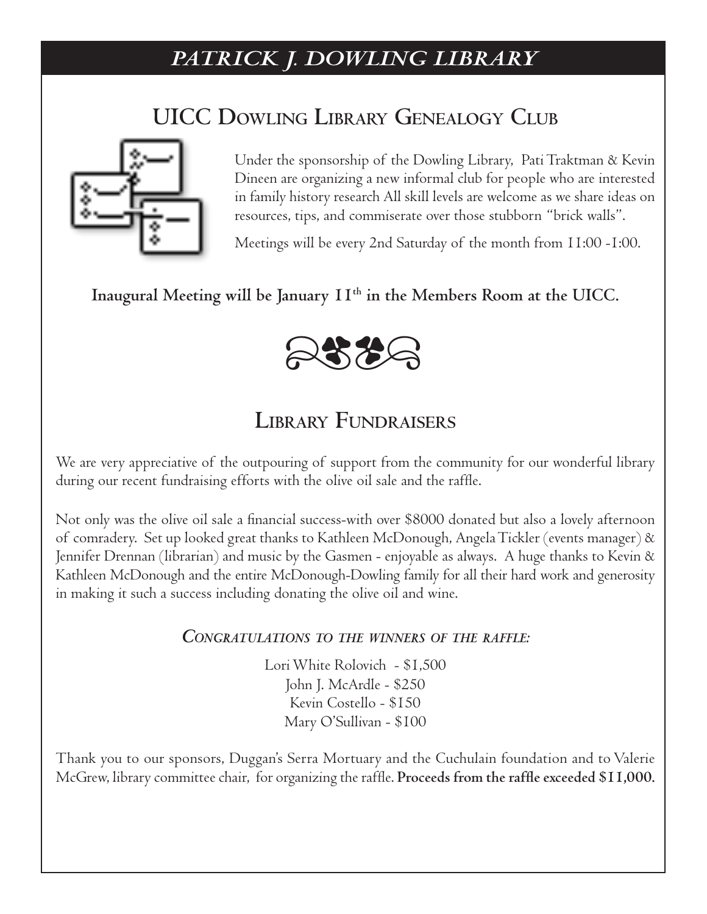# PATRICK J. DOWLING LIBRARY

## UICC DOWLING LIBRARY GENEALOGY CLUB

Under the sponsorship of the Dowling Library, Pati Traktman & Kevin Dineen are organizing a new informal club for people who are interested in family history research All skill levels are welcome as we share ideas on resources, tips, and commiserate over those stubborn "brick walls".

Meetings will be every 2nd Saturday of the month from 11:00 -1:00.

**Inaugural Meeting will be January 11th in the Members Room at the UICC.**

## LIBRARY FUNDRAISERS

We are very appreciative of the outpouring of support from the community for our wonderful library during our recent fundraising efforts with the olive oil sale and the raffle.

Not only was the olive oil sale a financial success-with over $8000 donated but also a lovely afternoon of comradery. Set up looked great thanks to Kathleen McDonough, Angela Tickler (events manager) & Jennifer Drennan (librarian) and music by the Gasmen - enjoyable as always. A huge thanks to Kevin & Kathleen McDonough and the entire McDonough-Dowling family for all their hard work and generosity in making it such a success including donating the olive oil and wine.

***CONGRATULATIONS TO THE WINNERS OF THE RAFFLE:***

Lori White Rolovich - $1,500
John J. McArdle - $250
Kevin Costello - $150
Mary O'Sullivan - $100

Thank you to our sponsors, Duggan's Serra Mortuary and the Cuchulain foundation and to Valerie McGrew, library committee chair, for organizing the raffle. **Proceeds from the raffle exceeded $11,000.**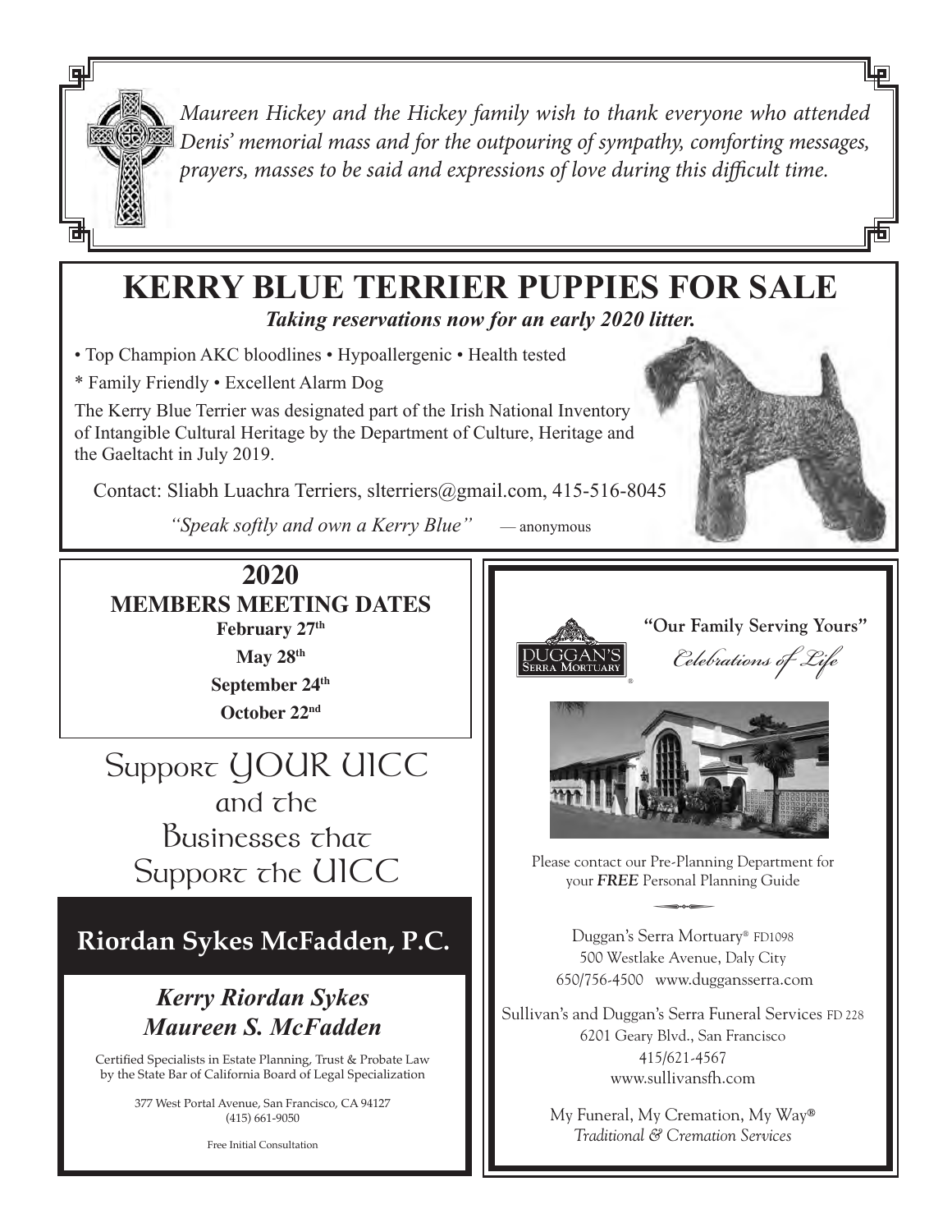*Maureen Hickey and the Hickey family wish to thank everyone who attended Denis' memorial mass and for the outpouring of sympathy, comforting messages, prayers, masses to be said and expressions of love during this difficult time.*

# KERRY BLUE TERRIER PUPPIES FOR SALE

***Taking reservations now for an early 2020 litter.***

• Top Champion AKC bloodlines • Hypoallergenic • Health tested

* Family Friendly • Excellent Alarm Dog

The Kerry Blue Terrier was designated part of the Irish National Inventory of Intangible Cultural Heritage by the Department of Culture, Heritage and the Gaeltacht in July 2019.

Contact: Sliabh Luachra Terriers, slterriers@gmail.com, 415-516-8045

*"Speak softly and own a Kerry Blue"* — anonymous

## 2020 MEMBERS MEETING DATES

**February 27th**

**May 28th**

**September 24th**

**October 22nd**

## Support YOUR UICC and the Businesses that Support the UICC

## Riordan Sykes McFadden, P.C.

***Kerry Riordan Sykes***
***Maureen S. McFadden***

Certified Specialists in Estate Planning, Trust & Probate Law by the State Bar of California Board of Legal Specialization

377 West Portal Avenue, San Francisco, CA 94127
(415) 661-9050

Free Initial Consultation

DUGGAN'S SERRA MORTUARY®

**"Our Family Serving Yours"**

*Celebrations of Life*

Please contact our Pre-Planning Department for your ***FREE*** Personal Planning Guide

Duggan's Serra Mortuary® FD1098
500 Westlake Avenue, Daly City
650/756-4500 www.dugganserra.com

Sullivan's and Duggan's Serra Funeral Services FD 228
6201 Geary Blvd., San Francisco
415/621-4567
www.sullivansfh.com

My Funeral, My Cremation, My Way®
*Traditional & Cremation Services*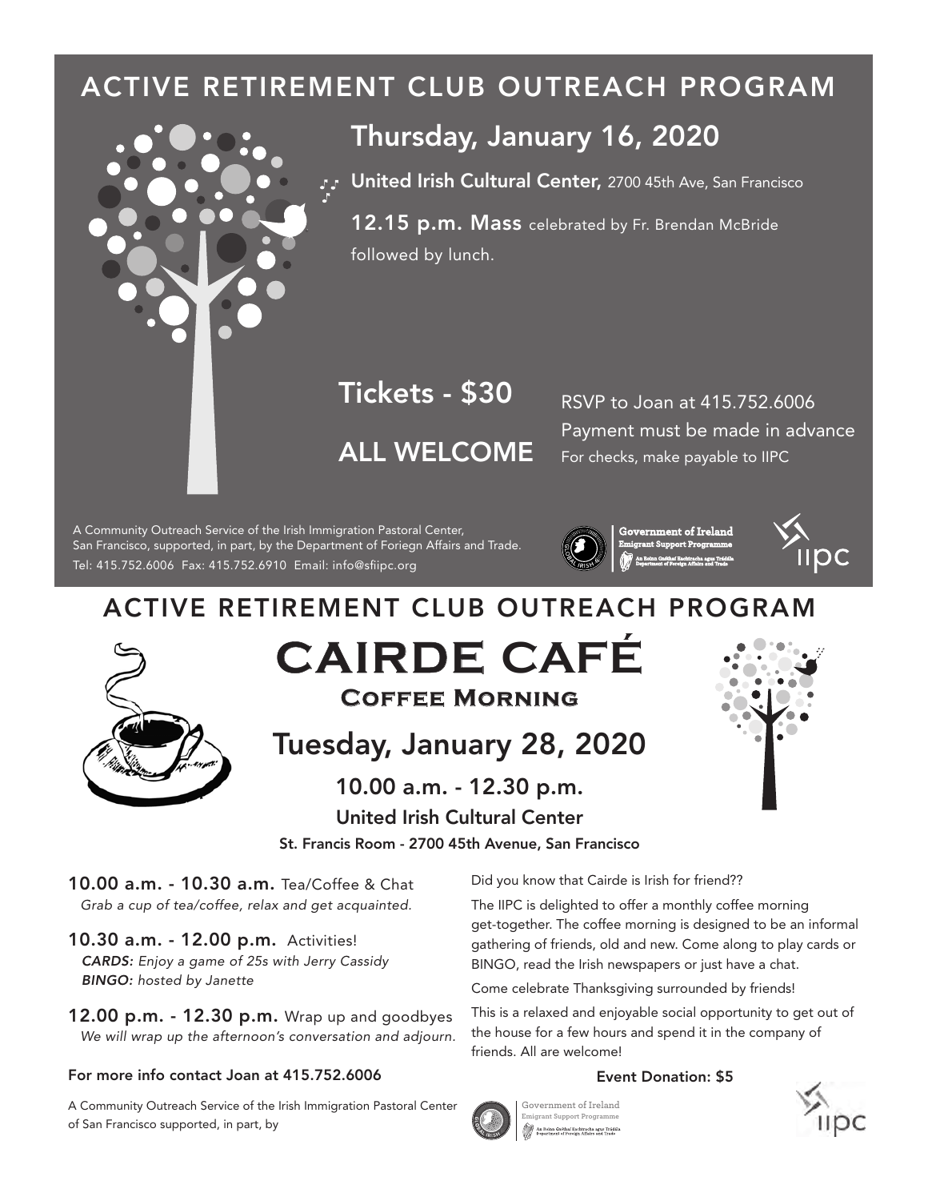# ACTIVE RETIREMENT CLUB OUTREACH PROGRAM

## Thursday, January 16, 2020

**United Irish Cultural Center,** 2700 45th Ave, San Francisco

**12.15 p.m. Mass** celebrated by Fr. Brendan McBride followed by lunch.

## Tickets - $30

## ALL WELCOME

RSVP to Joan at 415.752.6006
Payment must be made in advance
For checks, make payable to IIPC

A Community Outreach Service of the Irish Immigration Pastoral Center, San Francisco, supported, in part, by the Department of Foriegn Affairs and Trade.
Tel: 415.752.6006 Fax: 415.752.6910 Email: info@sfiipc.org

Government of Ireland
Emigrant Support Programme
An Roinn Gnóthaí Eachtracha agus Trádála
Department of Foreign Affairs and Trade

iipc

# ACTIVE RETIREMENT CLUB OUTREACH PROGRAM

# CAIRDE CAFÉ

### Coffee Morning

## Tuesday, January 28, 2020

**10.00 a.m. - 12.30 p.m.**

**United Irish Cultural Center**

**St. Francis Room - 2700 45th Avenue, San Francisco**

**10.00 a.m. - 10.30 a.m.** Tea/Coffee & Chat
*Grab a cup of tea/coffee, relax and get acquainted.*

**10.30 a.m. - 12.00 p.m.** Activities!
***CARDS:*** *Enjoy a game of 25s with Jerry Cassidy*
***BINGO:*** *hosted by Janette*

**12.00 p.m. - 12.30 p.m.** Wrap up and goodbyes
*We will wrap up the afternoon's conversation and adjourn.*

**For more info contact Joan at 415.752.6006**

A Community Outreach Service of the Irish Immigration Pastoral Center of San Francisco supported, in part, by

Did you know that Cairde is Irish for friend??

The IIPC is delighted to offer a monthly coffee morning get-together. The coffee morning is designed to be an informal gathering of friends, old and new. Come along to play cards or BINGO, read the Irish newspapers or just have a chat.

Come celebrate Thanksgiving surrounded by friends!

This is a relaxed and enjoyable social opportunity to get out of the house for a few hours and spend it in the company of friends. All are welcome!

**Event Donation: $5**

Government of Ireland
Emigrant Support Programme
An Roinn Gnóthaí Eachtracha agus Trádála
Department of Foreign Affairs and Trade

iipc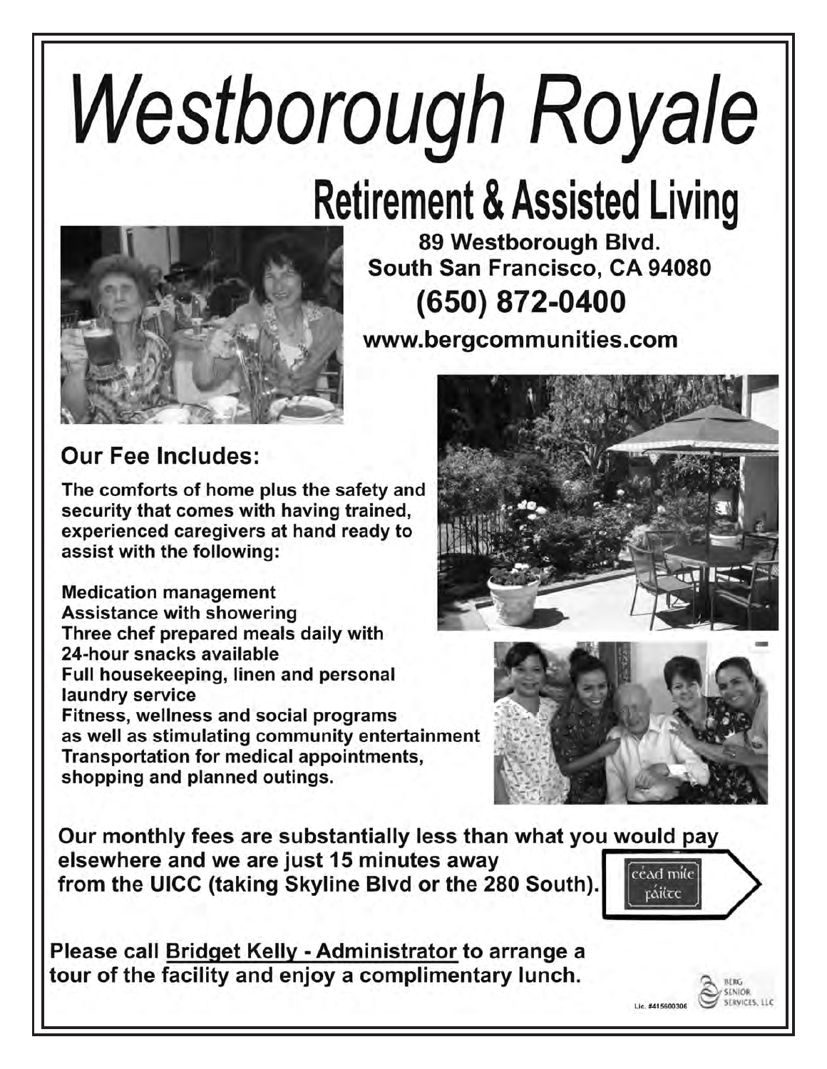# Westborough Royale

## Retirement & Assisted Living

**89 Westborough Blvd.**
**South San Francisco, CA 94080**
**(650) 872-0400**

**www.bergcommunities.com**

### Our Fee Includes:

**The comforts of home plus the safety and security that comes with having trained, experienced caregivers at hand ready to assist with the following:**

**Medication management**
**Assistance with showering**
**Three chef prepared meals daily with 24-hour snacks available**
**Full housekeeping, linen and personal laundry service**
**Fitness, wellness and social programs as well as stimulating community entertainment**
**Transportation for medical appointments, shopping and planned outings.**

**Our monthly fees are substantially less than what you would pay elsewhere and we are just 15 minutes away from the UICC (taking Skyline Blvd or the 280 South).**

céad míle fáilte

**Please call Bridget Kelly - Administrator to arrange a tour of the facility and enjoy a complimentary lunch.**

Lic. #415600306

BERG SENIOR SERVICES, LLC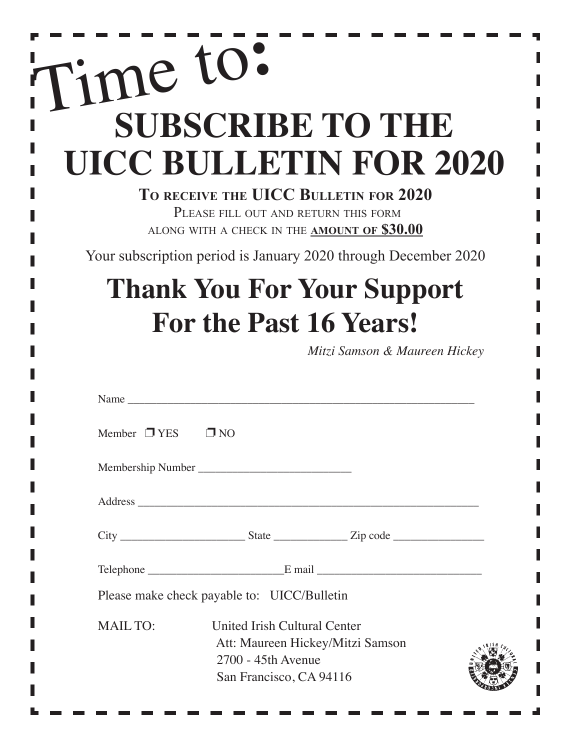Time to:

# SUBSCRIBE TO THE UICC BULLETIN FOR 2020

**TO RECEIVE THE UICC BULLETIN FOR 2020**

PLEASE FILL OUT AND RETURN THIS FORM ALONG WITH A CHECK IN THE **AMOUNT OF $30.00**

Your subscription period is January 2020 through December 2020

## Thank You For Your Support For the Past 16 Years!

*Mitzi Samson & Maureen Hickey*

Name ___________________________________________________________

Member ❒ YES ❒ NO

Membership Number __________________________

Address ___________________________________________________________

City _____________________ State ____________ Zip code _______________

Telephone _______________________E mail ____________________________

Please make check payable to: UICC/Bulletin

MAIL TO: United Irish Cultural Center
Att: Maureen Hickey/Mitzi Samson
2700 - 45th Avenue
San Francisco, CA 94116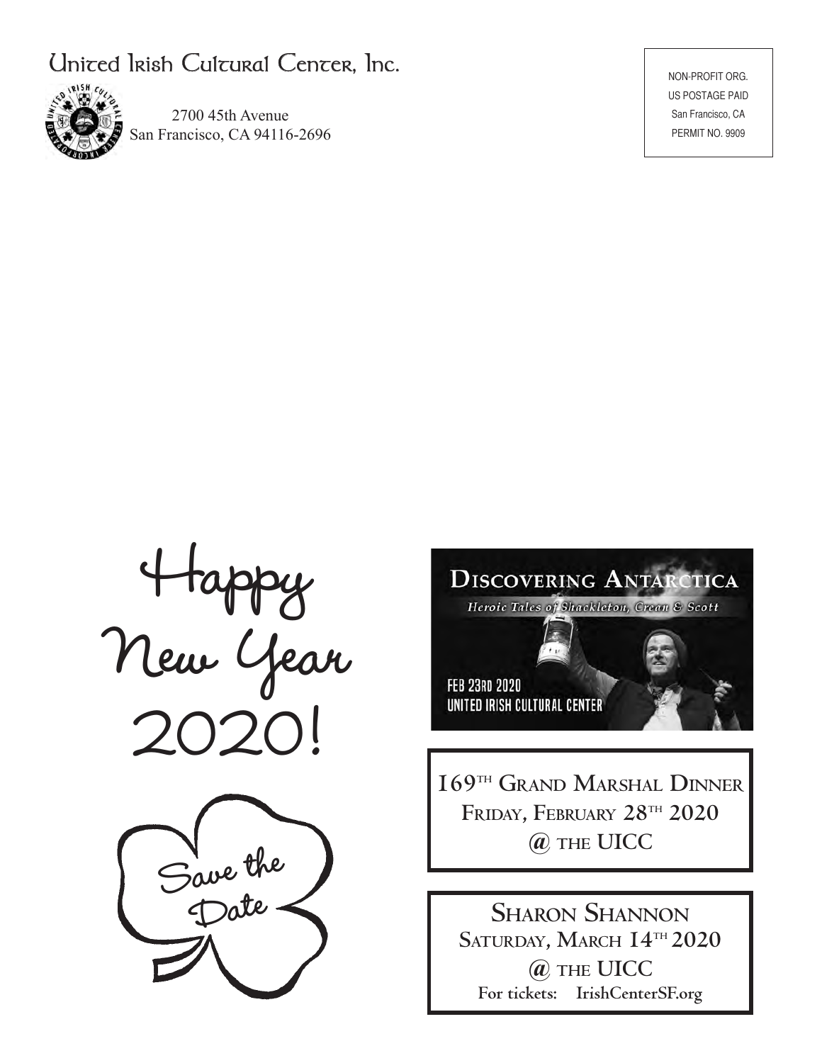# United Irish Cultural Center, Inc.

2700 45th Avenue
San Francisco, CA 94116-2696

NON-PROFIT ORG.
US POSTAGE PAID
San Francisco, CA
PERMIT NO. 9909

Happy New Year 2020!

Save the Date

DISCOVERING ANTARCTICA

*Heroic Tales of Shackleton, Crean & Scott*

FEB 23RD 2020
UNITED IRISH CULTURAL CENTER

**169TH GRAND MARSHAL DINNER**
**FRIDAY, FEBRUARY 28TH 2020**
**@ THE UICC**

**SHARON SHANNON**
**SATURDAY, MARCH 14TH 2020**
**@ THE UICC**
**For tickets: IrishCenterSF.org**